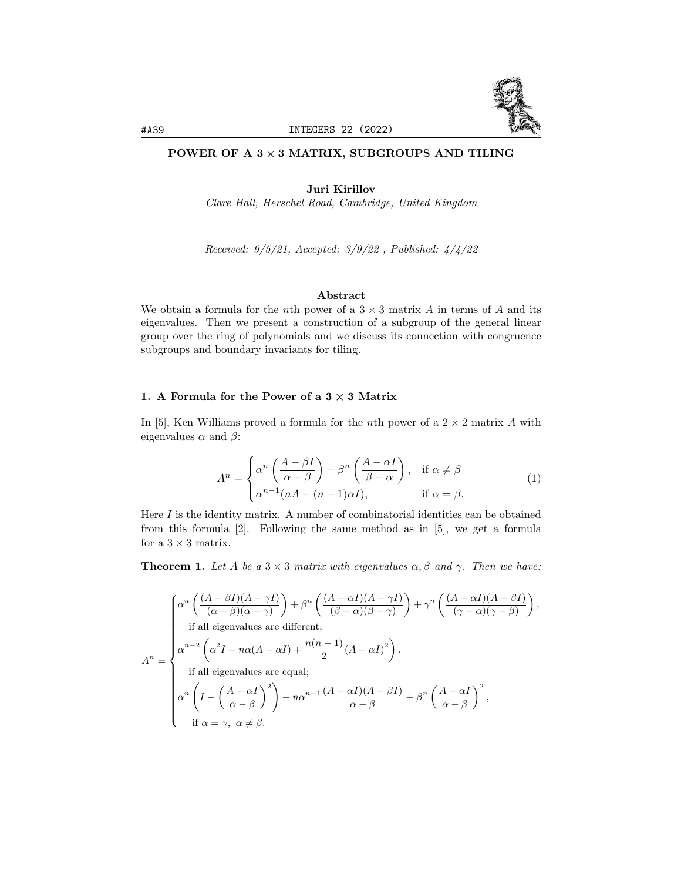# POWER OF A $3 \times 3$ MATRIX, SUBGROUPS AND TILING

**Juri Kirillov**

*Clare Hall, Herschel Road, Cambridge, United Kingdom*

*Received: 9/5/21, Accepted: 3/9/22 , Published: 4/4/22*

### Abstract

We obtain a formula for the $n$th power of a $3 \times 3$ matrix $A$ in terms of $A$ and its eigenvalues. Then we present a construction of a subgroup of the general linear group over the ring of polynomials and we discuss its connection with congruence subgroups and boundary invariants for tiling.

## 1. A Formula for the Power of a $3 \times 3$ Matrix

In [5], Ken Williams proved a formula for the $n$th power of a $2 \times 2$ matrix $A$ with eigenvalues $\alpha$ and $\beta$:

$$A^n = \begin{cases} \alpha^n \left( \dfrac{A - \beta I}{\alpha - \beta} \right) + \beta^n \left( \dfrac{A - \alpha I}{\beta - \alpha} \right), & \text{if } \alpha \neq \beta \\ \alpha^{n-1}(nA - (n-1)\alpha I), & \text{if } \alpha = \beta. \end{cases} \tag{1}$$

Here $I$ is the identity matrix. A number of combinatorial identities can be obtained from this formula [2]. Following the same method as in [5], we get a formula for a $3 \times 3$ matrix.

**Theorem 1.** *Let $A$ be a $3 \times 3$ matrix with eigenvalues $\alpha, \beta$ and $\gamma$. Then we have:*

$$A^n = \begin{cases} \alpha^n \left( \dfrac{(A - \beta I)(A - \gamma I)}{(\alpha - \beta)(\alpha - \gamma)} \right) + \beta^n \left( \dfrac{(A - \alpha I)(A - \gamma I)}{(\beta - \alpha)(\beta - \gamma)} \right) + \gamma^n \left( \dfrac{(A - \alpha I)(A - \beta I)}{(\gamma - \alpha)(\gamma - \beta)} \right), \\ \quad \text{if all eigenvalues are different;} \\ \alpha^{n-2} \left( \alpha^2 I + n\alpha(A - \alpha I) + \dfrac{n(n-1)}{2}(A - \alpha I)^2 \right), \\ \quad \text{if all eigenvalues are equal;} \\ \alpha^n \left( I - \left( \dfrac{A - \alpha I}{\alpha - \beta} \right)^2 \right) + n\alpha^{n-1} \dfrac{(A - \alpha I)(A - \beta I)}{\alpha - \beta} + \beta^n \left( \dfrac{A - \alpha I}{\alpha - \beta} \right)^2, \\ \quad \text{if } \alpha = \gamma,\ \alpha \neq \beta. \end{cases}$$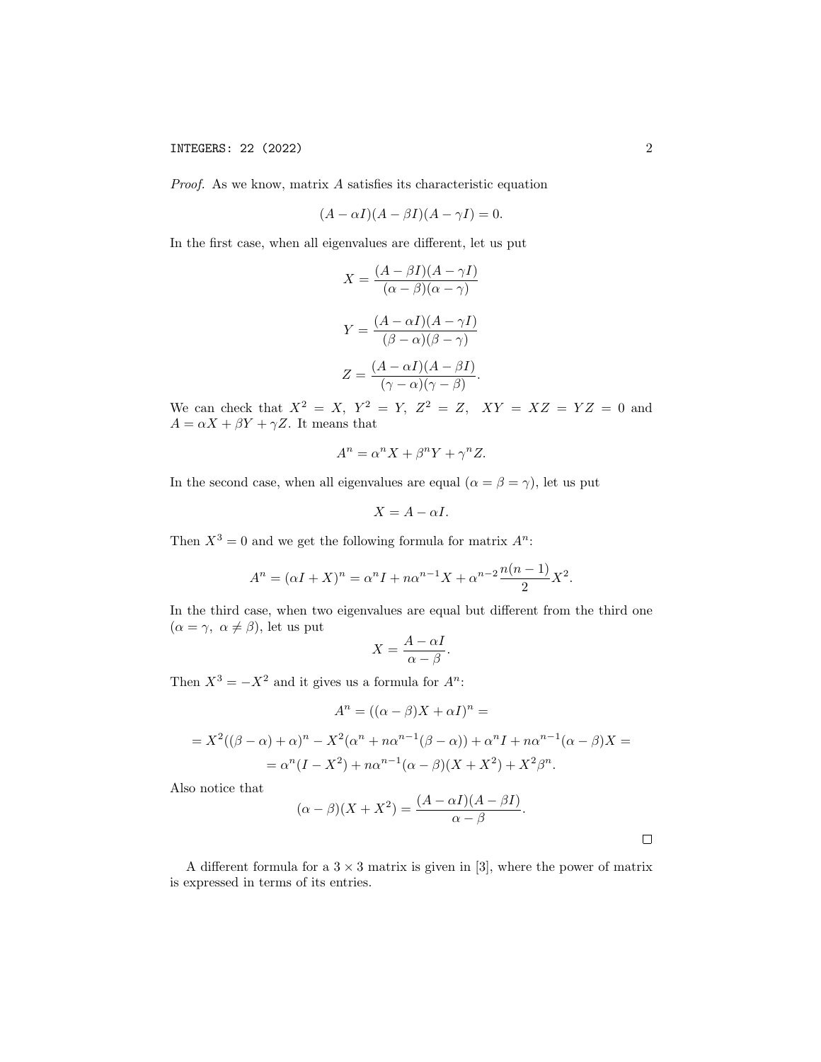*Proof.* As we know, matrix $A$ satisfies its characteristic equation

$$(A - \alpha I)(A - \beta I)(A - \gamma I) = 0.$$

In the first case, when all eigenvalues are different, let us put

$$X = \frac{(A - \beta I)(A - \gamma I)}{(\alpha - \beta)(\alpha - \gamma)}$$

$$Y = \frac{(A - \alpha I)(A - \gamma I)}{(\beta - \alpha)(\beta - \gamma)}$$

$$Z = \frac{(A - \alpha I)(A - \beta I)}{(\gamma - \alpha)(\gamma - \beta)}.$$

We can check that $X^2 = X,\ Y^2 = Y,\ Z^2 = Z,\ \ XY = XZ = YZ = 0$ and $A = \alpha X + \beta Y + \gamma Z$. It means that

$$A^n = \alpha^n X + \beta^n Y + \gamma^n Z.$$

In the second case, when all eigenvalues are equal ($\alpha = \beta = \gamma$), let us put

$$X = A - \alpha I.$$

Then $X^3 = 0$ and we get the following formula for matrix $A^n$:

$$A^n = (\alpha I + X)^n = \alpha^n I + n\alpha^{n-1} X + \alpha^{n-2} \frac{n(n-1)}{2} X^2.$$

In the third case, when two eigenvalues are equal but different from the third one ($\alpha = \gamma,\ \alpha \neq \beta$), let us put

$$X = \frac{A - \alpha I}{\alpha - \beta}.$$

Then $X^3 = -X^2$ and it gives us a formula for $A^n$:

$$A^n = ((\alpha - \beta)X + \alpha I)^n =$$

$$= X^2((\beta - \alpha) + \alpha)^n - X^2(\alpha^n + n\alpha^{n-1}(\beta - \alpha)) + \alpha^n I + n\alpha^{n-1}(\alpha - \beta)X =$$

$$= \alpha^n (I - X^2) + n\alpha^{n-1}(\alpha - \beta)(X + X^2) + X^2 \beta^n.$$

Also notice that

$$(\alpha - \beta)(X + X^2) = \frac{(A - \alpha I)(A - \beta I)}{\alpha - \beta}.$$

□

A different formula for a $3 \times 3$ matrix is given in [3], where the power of matrix is expressed in terms of its entries.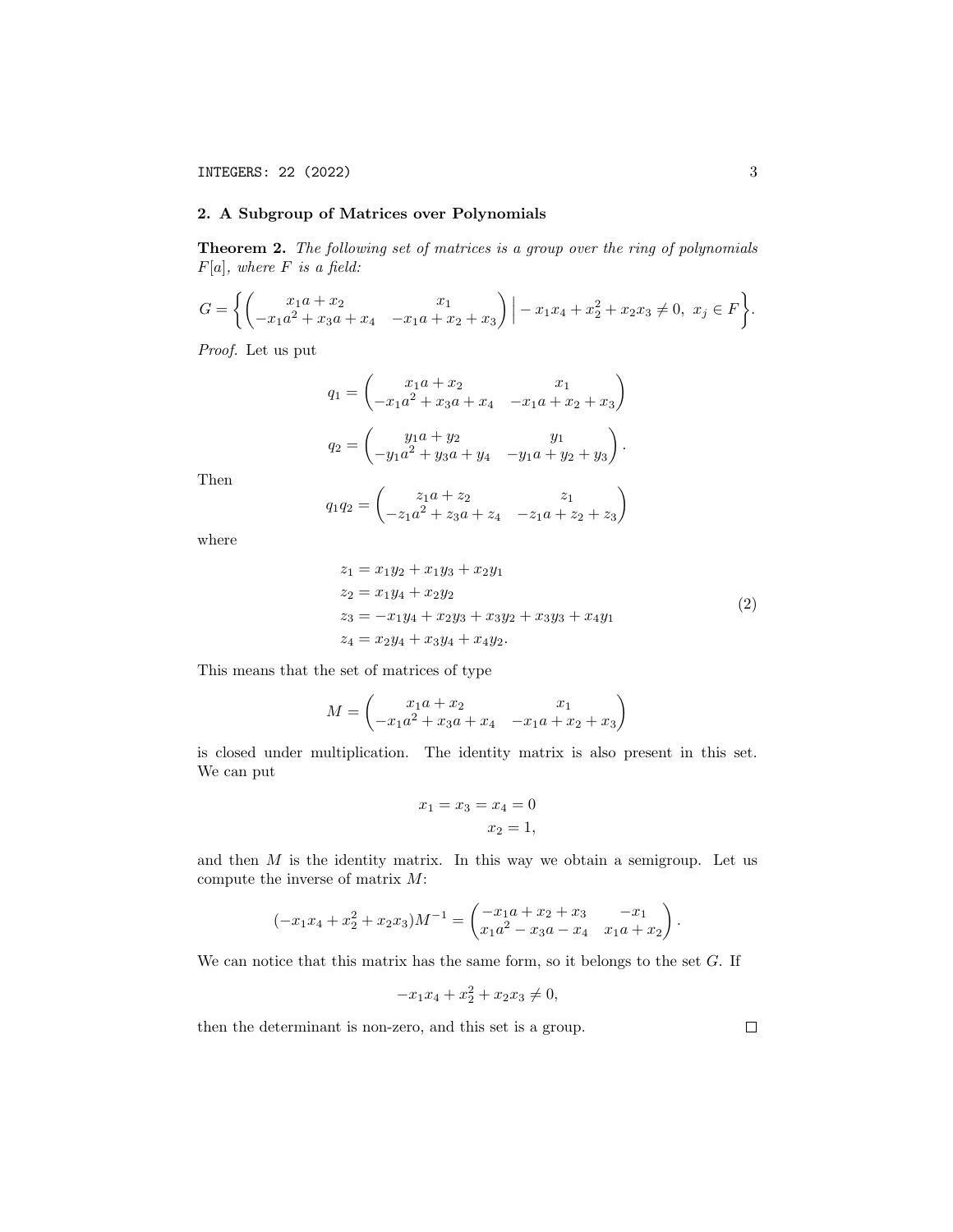## 2. A Subgroup of Matrices over Polynomials

**Theorem 2.** *The following set of matrices is a group over the ring of polynomials $F[a]$, where $F$ is a field:*

$$G = \left\{ \begin{pmatrix} x_1 a + x_2 & x_1 \\ -x_1 a^2 + x_3 a + x_4 & -x_1 a + x_2 + x_3 \end{pmatrix} \Big| -x_1 x_4 + x_2^2 + x_2 x_3 \neq 0,\ x_j \in F \right\}.$$

*Proof.* Let us put

$$q_1 = \begin{pmatrix} x_1 a + x_2 & x_1 \\ -x_1 a^2 + x_3 a + x_4 & -x_1 a + x_2 + x_3 \end{pmatrix}$$

$$q_2 = \begin{pmatrix} y_1 a + y_2 & y_1 \\ -y_1 a^2 + y_3 a + y_4 & -y_1 a + y_2 + y_3 \end{pmatrix}.$$

Then

$$q_1 q_2 = \begin{pmatrix} z_1 a + z_2 & z_1 \\ -z_1 a^2 + z_3 a + z_4 & -z_1 a + z_2 + z_3 \end{pmatrix}$$

where

$$\begin{aligned} z_1 &= x_1 y_2 + x_1 y_3 + x_2 y_1 \\ z_2 &= x_1 y_4 + x_2 y_2 \\ z_3 &= -x_1 y_4 + x_2 y_3 + x_3 y_2 + x_3 y_3 + x_4 y_1 \\ z_4 &= x_2 y_4 + x_3 y_4 + x_4 y_2. \end{aligned} \tag{2}$$

This means that the set of matrices of type

$$M = \begin{pmatrix} x_1 a + x_2 & x_1 \\ -x_1 a^2 + x_3 a + x_4 & -x_1 a + x_2 + x_3 \end{pmatrix}$$

is closed under multiplication. The identity matrix is also present in this set. We can put

$$\begin{aligned} x_1 = x_3 = x_4 &= 0 \\ x_2 &= 1, \end{aligned}$$

and then $M$ is the identity matrix. In this way we obtain a semigroup. Let us compute the inverse of matrix $M$:

$$(-x_1 x_4 + x_2^2 + x_2 x_3) M^{-1} = \begin{pmatrix} -x_1 a + x_2 + x_3 & -x_1 \\ x_1 a^2 - x_3 a - x_4 & x_1 a + x_2 \end{pmatrix}.$$

We can notice that this matrix has the same form, so it belongs to the set $G$. If

$$-x_1 x_4 + x_2^2 + x_2 x_3 \neq 0,$$

then the determinant is non-zero, and this set is a group. $\square$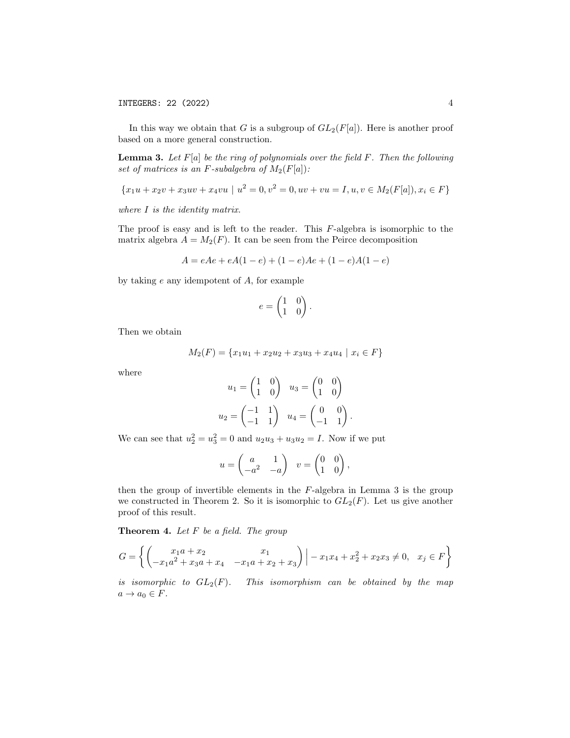In this way we obtain that $G$ is a subgroup of $GL_2(F[a])$. Here is another proof based on a more general construction.

**Lemma 3.** *Let $F[a]$ be the ring of polynomials over the field $F$. Then the following set of matrices is an $F$-subalgebra of $M_2(F[a])$:*

$$\{x_1u + x_2v + x_3uv + x_4vu \mid u^2 = 0, v^2 = 0, uv + vu = I, u, v \in M_2(F[a]), x_i \in F\}$$

*where $I$ is the identity matrix.*

The proof is easy and is left to the reader. This $F$-algebra is isomorphic to the matrix algebra $A = M_2(F)$. It can be seen from the Peirce decomposition

$$A = eAe + eA(1-e) + (1-e)Ae + (1-e)A(1-e)$$

by taking $e$ any idempotent of $A$, for example

$$e = \begin{pmatrix} 1 & 0 \\ 1 & 0 \end{pmatrix}.$$

Then we obtain

$$M_2(F) = \{x_1u_1 + x_2u_2 + x_3u_3 + x_4u_4 \mid x_i \in F\}$$

where

$$u_1 = \begin{pmatrix} 1 & 0 \\ 1 & 0 \end{pmatrix} \quad u_3 = \begin{pmatrix} 0 & 0 \\ 1 & 0 \end{pmatrix}$$

$$u_2 = \begin{pmatrix} -1 & 1 \\ -1 & 1 \end{pmatrix} \quad u_4 = \begin{pmatrix} 0 & 0 \\ -1 & 1 \end{pmatrix}.$$

We can see that $u_2^2 = u_3^2 = 0$ and $u_2u_3 + u_3u_2 = I$. Now if we put

$$u = \begin{pmatrix} a & 1 \\ -a^2 & -a \end{pmatrix} \quad v = \begin{pmatrix} 0 & 0 \\ 1 & 0 \end{pmatrix},$$

then the group of invertible elements in the $F$-algebra in Lemma 3 is the group we constructed in Theorem 2. So it is isomorphic to $GL_2(F)$. Let us give another proof of this result.

**Theorem 4.** *Let $F$ be a field. The group*

$$G = \left\{ \begin{pmatrix} x_1a + x_2 & x_1 \\ -x_1a^2 + x_3a + x_4 & -x_1a + x_2 + x_3 \end{pmatrix} \Big| -x_1x_4 + x_2^2 + x_2x_3 \neq 0, \quad x_j \in F \right\}$$

*is isomorphic to $GL_2(F)$. This isomorphism can be obtained by the map $a \to a_0 \in F$.*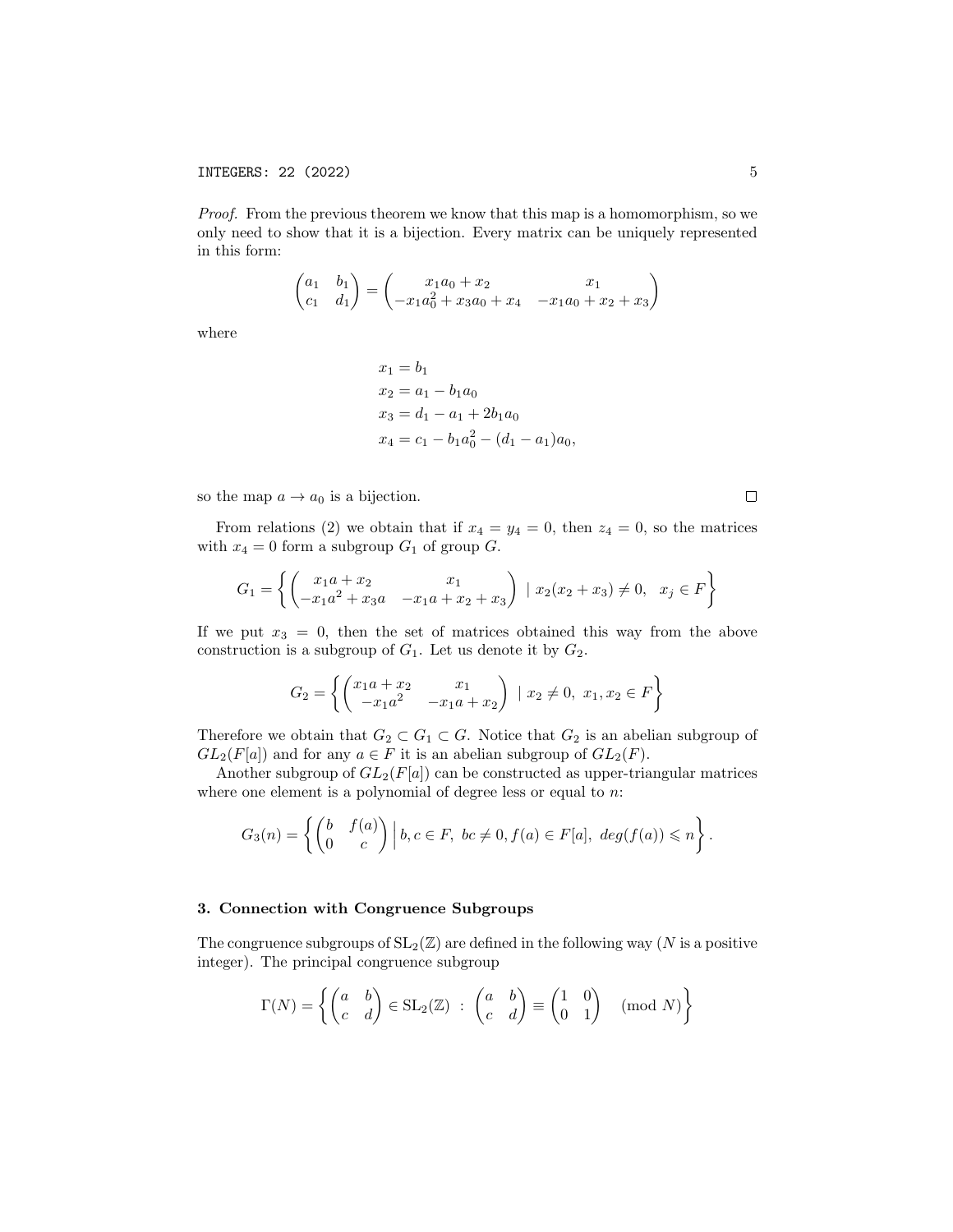*Proof.* From the previous theorem we know that this map is a homomorphism, so we only need to show that it is a bijection. Every matrix can be uniquely represented in this form:

$$\begin{pmatrix} a_1 & b_1 \\ c_1 & d_1 \end{pmatrix} = \begin{pmatrix} x_1 a_0 + x_2 & x_1 \\ -x_1 a_0^2 + x_3 a_0 + x_4 & -x_1 a_0 + x_2 + x_3 \end{pmatrix}$$

where

$$\begin{aligned}
x_1 &= b_1 \\
x_2 &= a_1 - b_1 a_0 \\
x_3 &= d_1 - a_1 + 2b_1 a_0 \\
x_4 &= c_1 - b_1 a_0^2 - (d_1 - a_1) a_0,
\end{aligned}$$

so the map $a \to a_0$ is a bijection. $\square$

From relations (2) we obtain that if $x_4 = y_4 = 0$, then $z_4 = 0$, so the matrices with $x_4 = 0$ form a subgroup $G_1$ of group $G$.

$$G_1 = \left\{ \begin{pmatrix} x_1 a + x_2 & x_1 \\ -x_1 a^2 + x_3 a & -x_1 a + x_2 + x_3 \end{pmatrix} \mid x_2(x_2 + x_3) \neq 0, \;\; x_j \in F \right\}$$

If we put $x_3 = 0$, then the set of matrices obtained this way from the above construction is a subgroup of $G_1$. Let us denote it by $G_2$.

$$G_2 = \left\{ \begin{pmatrix} x_1 a + x_2 & x_1 \\ -x_1 a^2 & -x_1 a + x_2 \end{pmatrix} \mid x_2 \neq 0, \; x_1, x_2 \in F \right\}$$

Therefore we obtain that $G_2 \subset G_1 \subset G$. Notice that $G_2$ is an abelian subgroup of $GL_2(F[a])$ and for any $a \in F$ it is an abelian subgroup of $GL_2(F)$.

Another subgroup of $GL_2(F[a])$ can be constructed as upper-triangular matrices where one element is a polynomial of degree less or equal to $n$:

$$G_3(n) = \left\{ \begin{pmatrix} b & f(a) \\ 0 & c \end{pmatrix} \Big| \, b, c \in F, \; bc \neq 0, f(a) \in F[a], \; deg(f(a)) \leqslant n \right\}.$$

## 3. Connection with Congruence Subgroups

The congruence subgroups of $\mathrm{SL}_2(\mathbb{Z})$ are defined in the following way ($N$ is a positive integer). The principal congruence subgroup

$$\Gamma(N) = \left\{ \begin{pmatrix} a & b \\ c & d \end{pmatrix} \in \mathrm{SL}_2(\mathbb{Z}) \; : \; \begin{pmatrix} a & b \\ c & d \end{pmatrix} \equiv \begin{pmatrix} 1 & 0 \\ 0 & 1 \end{pmatrix} \pmod{N} \right\}$$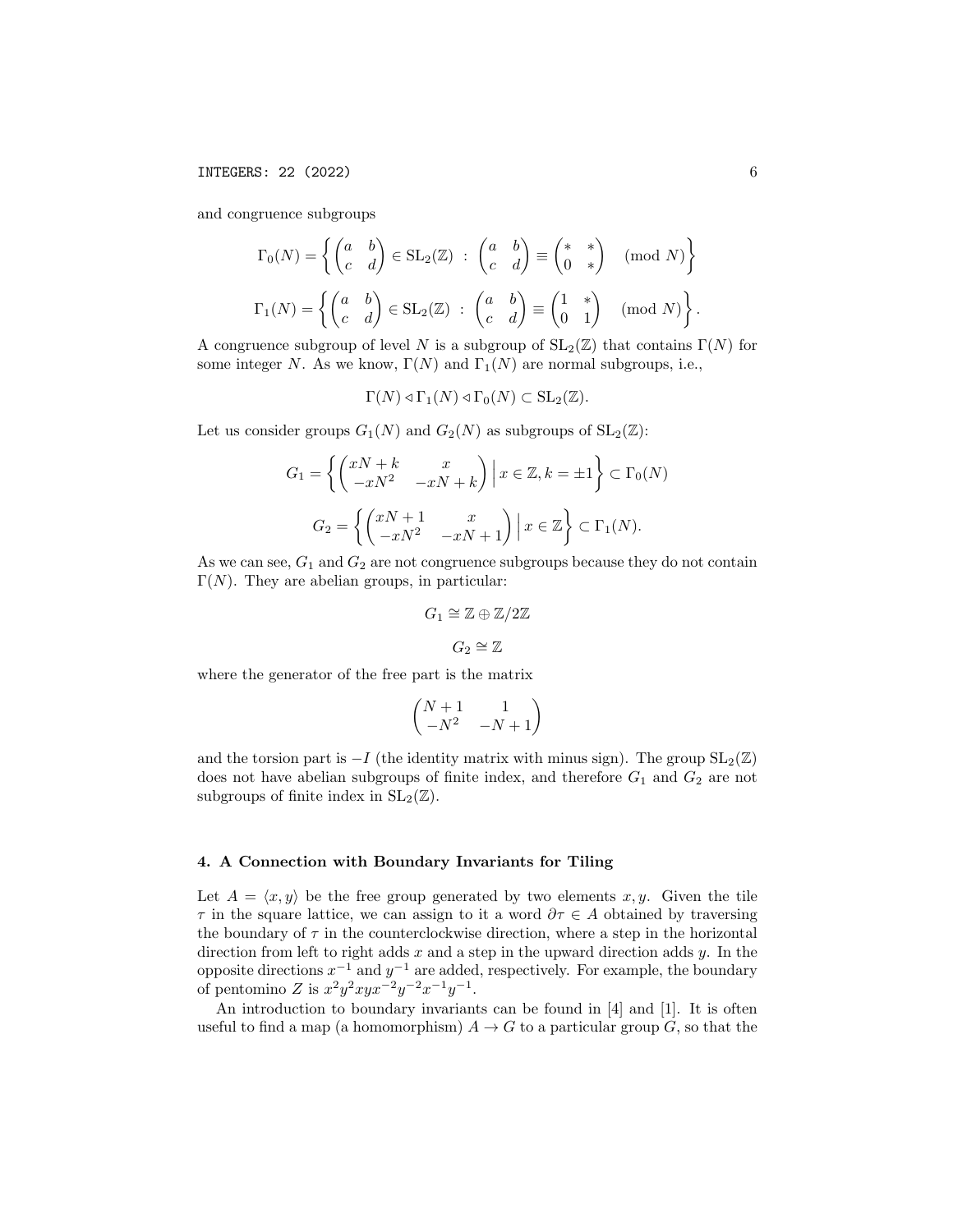and congruence subgroups

$$\Gamma_0(N) = \left\{ \begin{pmatrix} a & b \\ c & d \end{pmatrix} \in \mathrm{SL}_2(\mathbb{Z}) \ : \ \begin{pmatrix} a & b \\ c & d \end{pmatrix} \equiv \begin{pmatrix} * & * \\ 0 & * \end{pmatrix} \pmod{N} \right\}$$

$$\Gamma_1(N) = \left\{ \begin{pmatrix} a & b \\ c & d \end{pmatrix} \in \mathrm{SL}_2(\mathbb{Z}) \ : \ \begin{pmatrix} a & b \\ c & d \end{pmatrix} \equiv \begin{pmatrix} 1 & * \\ 0 & 1 \end{pmatrix} \pmod{N} \right\}.$$

A congruence subgroup of level $N$ is a subgroup of $\mathrm{SL}_2(\mathbb{Z})$ that contains $\Gamma(N)$ for some integer $N$. As we know, $\Gamma(N)$ and $\Gamma_1(N)$ are normal subgroups, i.e.,

$$\Gamma(N) \triangleleft \Gamma_1(N) \triangleleft \Gamma_0(N) \subset \mathrm{SL}_2(\mathbb{Z}).$$

Let us consider groups $G_1(N)$ and $G_2(N)$ as subgroups of $\mathrm{SL}_2(\mathbb{Z})$:

$$G_1 = \left\{ \begin{pmatrix} xN+k & x \\ -xN^2 & -xN+k \end{pmatrix} \Big| \, x \in \mathbb{Z}, k = \pm 1 \right\} \subset \Gamma_0(N)$$

$$G_2 = \left\{ \begin{pmatrix} xN+1 & x \\ -xN^2 & -xN+1 \end{pmatrix} \Big| \, x \in \mathbb{Z} \right\} \subset \Gamma_1(N).$$

As we can see, $G_1$ and $G_2$ are not congruence subgroups because they do not contain $\Gamma(N)$. They are abelian groups, in particular:

$$G_1 \cong \mathbb{Z} \oplus \mathbb{Z}/2\mathbb{Z}$$

$$G_2 \cong \mathbb{Z}$$

where the generator of the free part is the matrix

$$\begin{pmatrix} N+1 & 1 \\ -N^2 & -N+1 \end{pmatrix}$$

and the torsion part is $-I$ (the identity matrix with minus sign). The group $\mathrm{SL}_2(\mathbb{Z})$ does not have abelian subgroups of finite index, and therefore $G_1$ and $G_2$ are not subgroups of finite index in $\mathrm{SL}_2(\mathbb{Z})$.

## 4. A Connection with Boundary Invariants for Tiling

Let $A = \langle x, y \rangle$ be the free group generated by two elements $x, y$. Given the tile $\tau$ in the square lattice, we can assign to it a word $\partial\tau \in A$ obtained by traversing the boundary of $\tau$ in the counterclockwise direction, where a step in the horizontal direction from left to right adds $x$ and a step in the upward direction adds $y$. In the opposite directions $x^{-1}$ and $y^{-1}$ are added, respectively. For example, the boundary of pentomino $Z$ is $x^2y^2xyx^{-2}y^{-2}x^{-1}y^{-1}$.

An introduction to boundary invariants can be found in [4] and [1]. It is often useful to find a map (a homomorphism) $A \to G$ to a particular group $G$, so that the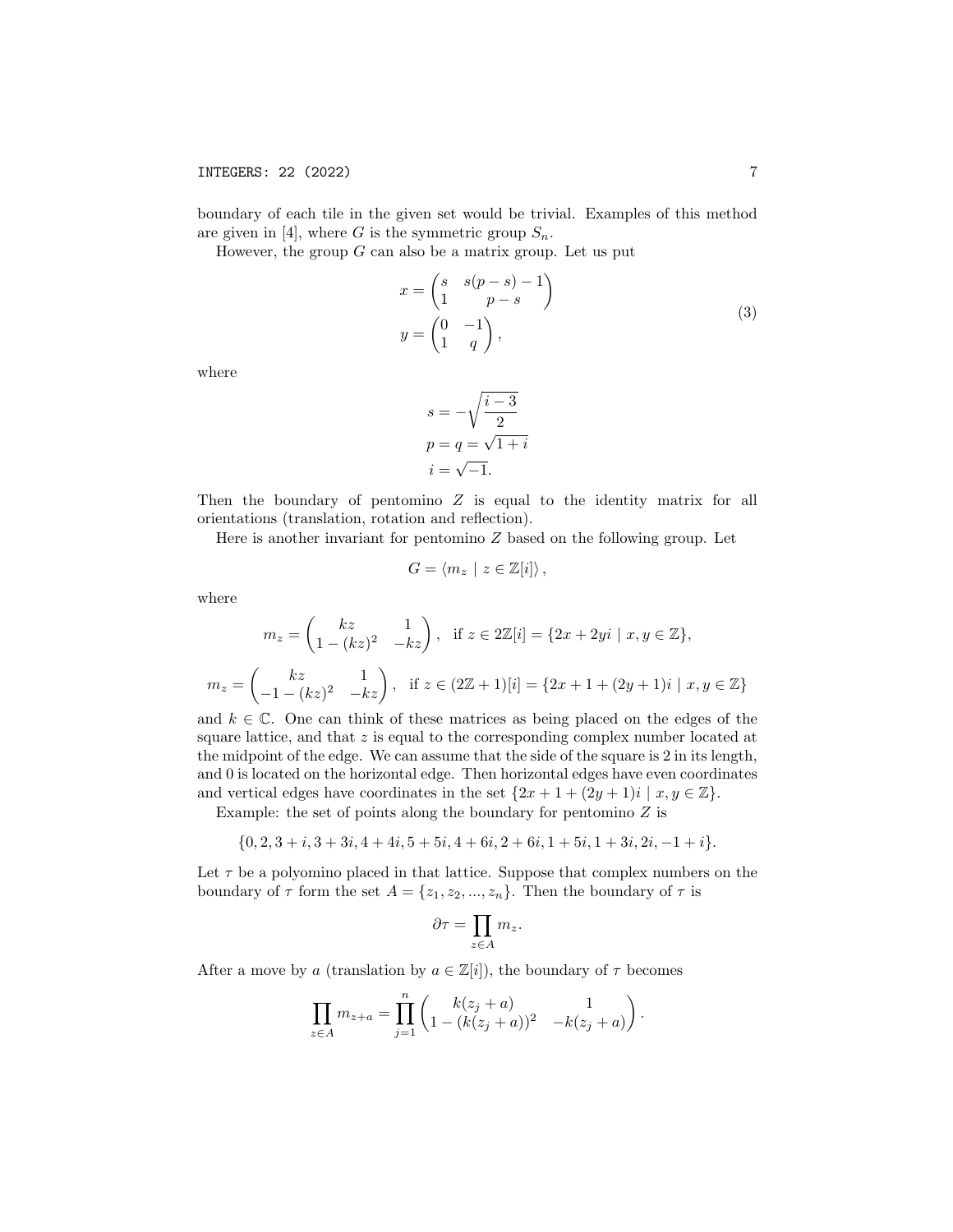boundary of each tile in the given set would be trivial. Examples of this method are given in [4], where $G$ is the symmetric group $S_n$.

However, the group $G$ can also be a matrix group. Let us put

$$x = \begin{pmatrix} s & s(p-s)-1 \\ 1 & p-s \end{pmatrix}$$
$$y = \begin{pmatrix} 0 & -1 \\ 1 & q \end{pmatrix}, \tag{3}$$

where

$$s = -\sqrt{\frac{i-3}{2}}$$
$$p = q = \sqrt{1+i}$$
$$i = \sqrt{-1}.$$

Then the boundary of pentomino $Z$ is equal to the identity matrix for all orientations (translation, rotation and reflection).

Here is another invariant for pentomino $Z$ based on the following group. Let

$$G = \langle m_z \mid z \in \mathbb{Z}[i] \rangle,$$

where

$$m_z = \begin{pmatrix} kz & 1 \\ 1-(kz)^2 & -kz \end{pmatrix}, \text{ if } z \in 2\mathbb{Z}[i] = \{2x+2yi \mid x, y \in \mathbb{Z}\},$$

$$m_z = \begin{pmatrix} kz & 1 \\ -1-(kz)^2 & -kz \end{pmatrix}, \text{ if } z \in (2\mathbb{Z}+1)[i] = \{2x+1+(2y+1)i \mid x, y \in \mathbb{Z}\}$$

and $k \in \mathbb{C}$. One can think of these matrices as being placed on the edges of the square lattice, and that $z$ is equal to the corresponding complex number located at the midpoint of the edge. We can assume that the side of the square is 2 in its length, and 0 is located on the horizontal edge. Then horizontal edges have even coordinates and vertical edges have coordinates in the set $\{2x+1+(2y+1)i \mid x, y \in \mathbb{Z}\}$.

Example: the set of points along the boundary for pentomino $Z$ is

$$\{0, 2, 3+i, 3+3i, 4+4i, 5+5i, 4+6i, 2+6i, 1+5i, 1+3i, 2i, -1+i\}.$$

Let $\tau$ be a polyomino placed in that lattice. Suppose that complex numbers on the boundary of $\tau$ form the set $A = \{z_1, z_2, ..., z_n\}$. Then the boundary of $\tau$ is

$$\partial\tau = \prod_{z \in A} m_z.$$

After a move by $a$ (translation by $a \in \mathbb{Z}[i]$), the boundary of $\tau$ becomes

$$\prod_{z \in A} m_{z+a} = \prod_{j=1}^{n} \begin{pmatrix} k(z_j+a) & 1 \\ 1-(k(z_j+a))^2 & -k(z_j+a) \end{pmatrix}.$$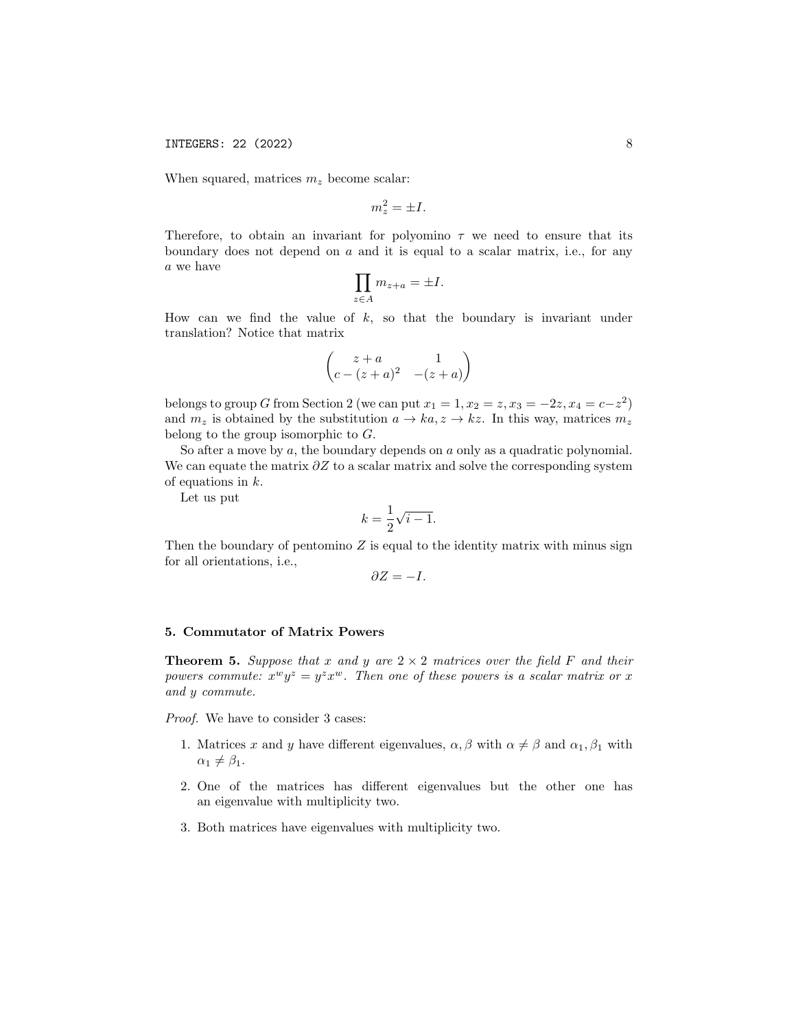When squared, matrices $m_z$ become scalar:

$$m_z^2 = \pm I.$$

Therefore, to obtain an invariant for polyomino $\tau$ we need to ensure that its boundary does not depend on $a$ and it is equal to a scalar matrix, i.e., for any $a$ we have

$$\prod_{z \in A} m_{z+a} = \pm I.$$

How can we find the value of $k$, so that the boundary is invariant under translation? Notice that matrix

$$\begin{pmatrix} z+a & 1 \\ c-(z+a)^2 & -(z+a) \end{pmatrix}$$

belongs to group $G$ from Section 2 (we can put $x_1 = 1, x_2 = z, x_3 = -2z, x_4 = c - z^2$) and $m_z$ is obtained by the substitution $a \to ka, z \to kz$. In this way, matrices $m_z$ belong to the group isomorphic to $G$.

So after a move by $a$, the boundary depends on $a$ only as a quadratic polynomial. We can equate the matrix $\partial Z$ to a scalar matrix and solve the corresponding system of equations in $k$.

Let us put

$$k = \frac{1}{2}\sqrt{i-1}.$$

Then the boundary of pentomino $Z$ is equal to the identity matrix with minus sign for all orientations, i.e.,

$$\partial Z = -I.$$

## 5. Commutator of Matrix Powers

**Theorem 5.** *Suppose that $x$ and $y$ are $2 \times 2$ matrices over the field $F$ and their powers commute: $x^w y^z = y^z x^w$. Then one of these powers is a scalar matrix or $x$ and $y$ commute.*

*Proof.* We have to consider 3 cases:

1. Matrices $x$ and $y$ have different eigenvalues, $\alpha, \beta$ with $\alpha \neq \beta$ and $\alpha_1, \beta_1$ with $\alpha_1 \neq \beta_1$.
2. One of the matrices has different eigenvalues but the other one has an eigenvalue with multiplicity two.
3. Both matrices have eigenvalues with multiplicity two.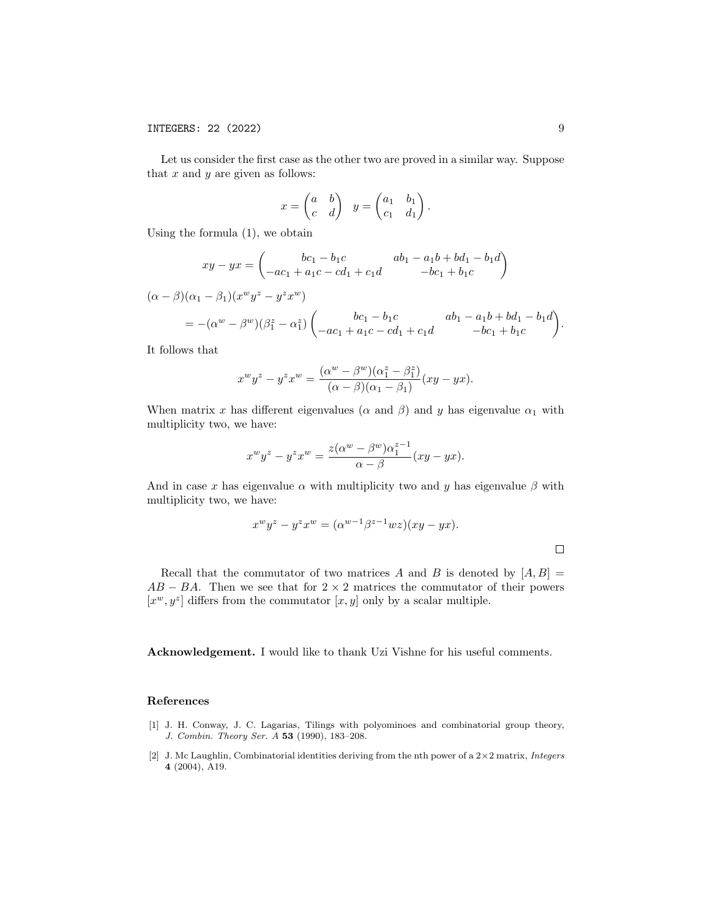Let us consider the first case as the other two are proved in a similar way. Suppose that $x$ and $y$ are given as follows:

$$x = \begin{pmatrix} a & b \\ c & d \end{pmatrix} \quad y = \begin{pmatrix} a_1 & b_1 \\ c_1 & d_1 \end{pmatrix}.$$

Using the formula (1), we obtain

$$xy - yx = \begin{pmatrix} bc_1 - b_1c & ab_1 - a_1b + bd_1 - b_1d \\ -ac_1 + a_1c - cd_1 + c_1d & -bc_1 + b_1c \end{pmatrix}$$

$$\begin{aligned}
&(\alpha - \beta)(\alpha_1 - \beta_1)(x^w y^z - y^z x^w) \\
&\quad = -(\alpha^w - \beta^w)(\beta_1^z - \alpha_1^z) \begin{pmatrix} bc_1 - b_1c & ab_1 - a_1b + bd_1 - b_1d \\ -ac_1 + a_1c - cd_1 + c_1d & -bc_1 + b_1c \end{pmatrix}.
\end{aligned}$$

It follows that

$$x^w y^z - y^z x^w = \frac{(\alpha^w - \beta^w)(\alpha_1^z - \beta_1^z)}{(\alpha - \beta)(\alpha_1 - \beta_1)}(xy - yx).$$

When matrix $x$ has different eigenvalues ($\alpha$ and $\beta$) and $y$ has eigenvalue $\alpha_1$ with multiplicity two, we have:

$$x^w y^z - y^z x^w = \frac{z(\alpha^w - \beta^w)\alpha_1^{z-1}}{\alpha - \beta}(xy - yx).$$

And in case $x$ has eigenvalue $\alpha$ with multiplicity two and $y$ has eigenvalue $\beta$ with multiplicity two, we have:

$$x^w y^z - y^z x^w = (\alpha^{w-1}\beta^{z-1}wz)(xy - yx).$$

□

Recall that the commutator of two matrices $A$ and $B$ is denoted by $[A, B] = AB - BA$. Then we see that for $2 \times 2$ matrices the commutator of their powers $[x^w, y^z]$ differs from the commutator $[x, y]$ only by a scalar multiple.

**Acknowledgement.** I would like to thank Uzi Vishne for his useful comments.

## References

[1] J. H. Conway, J. C. Lagarias, Tilings with polyominoes and combinatorial group theory, *J. Combin. Theory Ser. A* **53** (1990), 183–208.

[2] J. Mc Laughlin, Combinatorial identities deriving from the nth power of a 2×2 matrix, *Integers* **4** (2004), A19.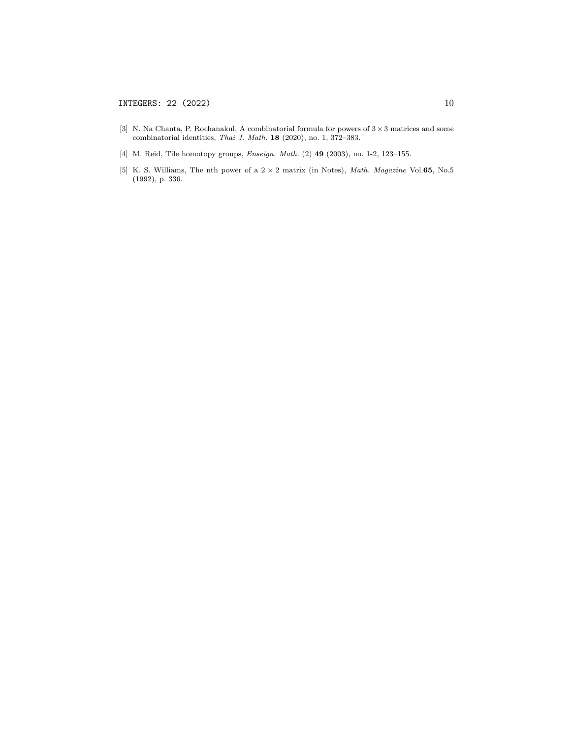[3] N. Na Chanta, P. Rochanakul, A combinatorial formula for powers of $3 \times 3$ matrices and some combinatorial identities, *Thai J. Math.* **18** (2020), no. 1, 372–383.

[4] M. Reid, Tile homotopy groups, *Enseign. Math.* (2) **49** (2003), no. 1-2, 123–155.

[5] K. S. Williams, The nth power of a $2 \times 2$ matrix (in Notes), *Math. Magazine* Vol.**65**, No.5 (1992), p. 336.